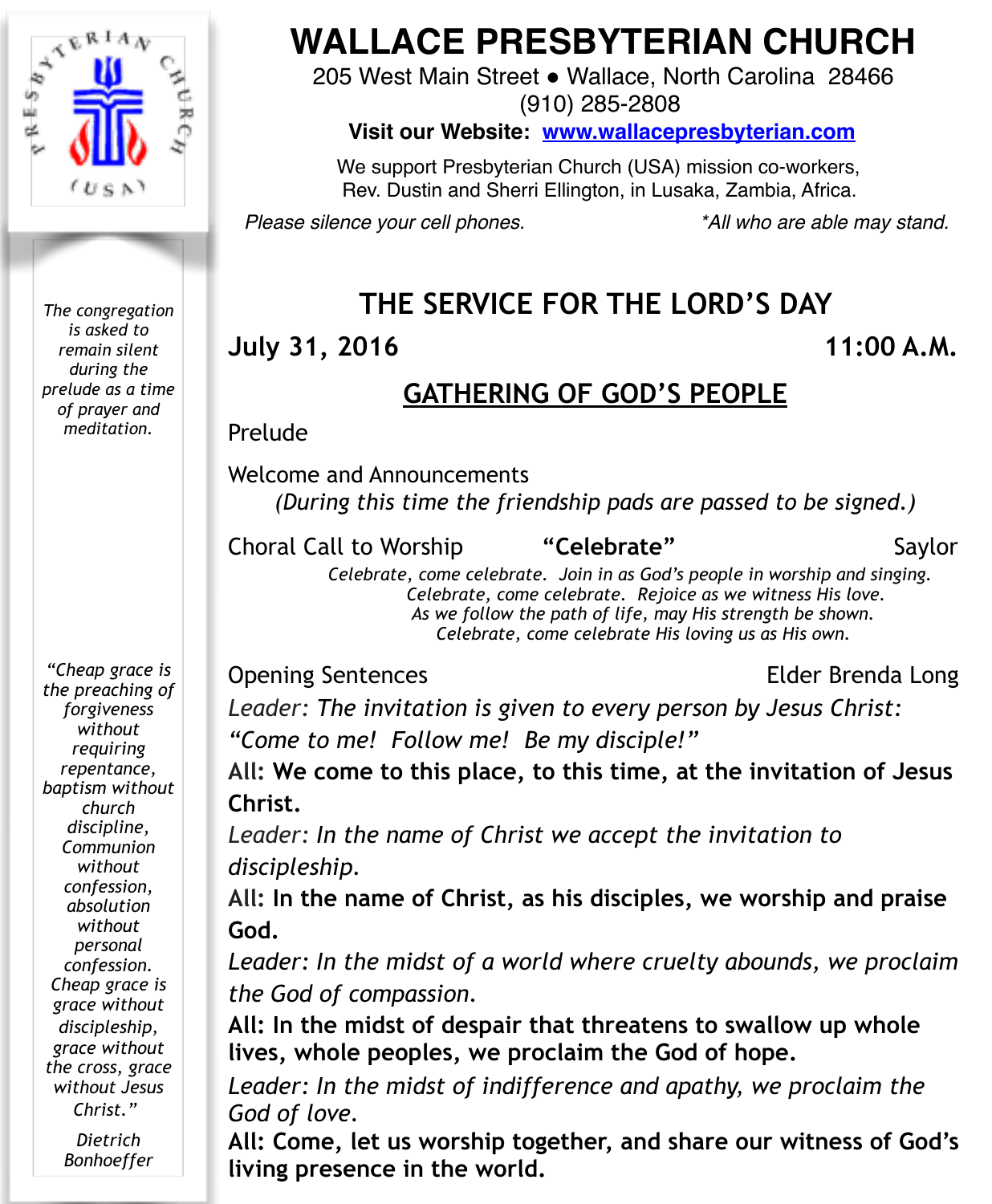# WALLACE PRESBYTERIAN CHURCH

205 West Main Street • Wallace, North Carolina 28466
(910) 285-2808

**Visit our Website: www.wallacepresbyterian.com**

We support Presbyterian Church (USA) mission co-workers,
Rev. Dustin and Sherri Ellington, in Lusaka, Zambia, Africa.

*Please silence your cell phones.* *\*All who are able may stand.*

*The congregation is asked to remain silent during the prelude as a time of prayer and meditation.*

*"Cheap grace is the preaching of forgiveness without requiring repentance, baptism without church discipline, Communion without confession, absolution without personal confession. Cheap grace is grace without discipleship, grace without the cross, grace without Jesus Christ."*

*Dietrich Bonhoeffer*

## THE SERVICE FOR THE LORD'S DAY

**July 31, 2016** **11:00 A.M.**

### GATHERING OF GOD'S PEOPLE

Prelude

Welcome and Announcements
*(During this time the friendship pads are passed to be signed.)*

Choral Call to Worship **"Celebrate"** Saylor

*Celebrate, come celebrate. Join in as God's people in worship and singing.*
*Celebrate, come celebrate. Rejoice as we witness His love.*
*As we follow the path of life, may His strength be shown.*
*Celebrate, come celebrate His loving us as His own.*

Opening Sentences Elder Brenda Long

*Leader: The invitation is given to every person by Jesus Christ: "Come to me! Follow me! Be my disciple!"*

**All: We come to this place, to this time, at the invitation of Jesus Christ.**

*Leader: In the name of Christ we accept the invitation to discipleship.*

**All: In the name of Christ, as his disciples, we worship and praise God.**

*Leader: In the midst of a world where cruelty abounds, we proclaim the God of compassion.*

**All: In the midst of despair that threatens to swallow up whole lives, whole peoples, we proclaim the God of hope.**

*Leader: In the midst of indifference and apathy, we proclaim the God of love.*

**All: Come, let us worship together, and share our witness of God's living presence in the world.**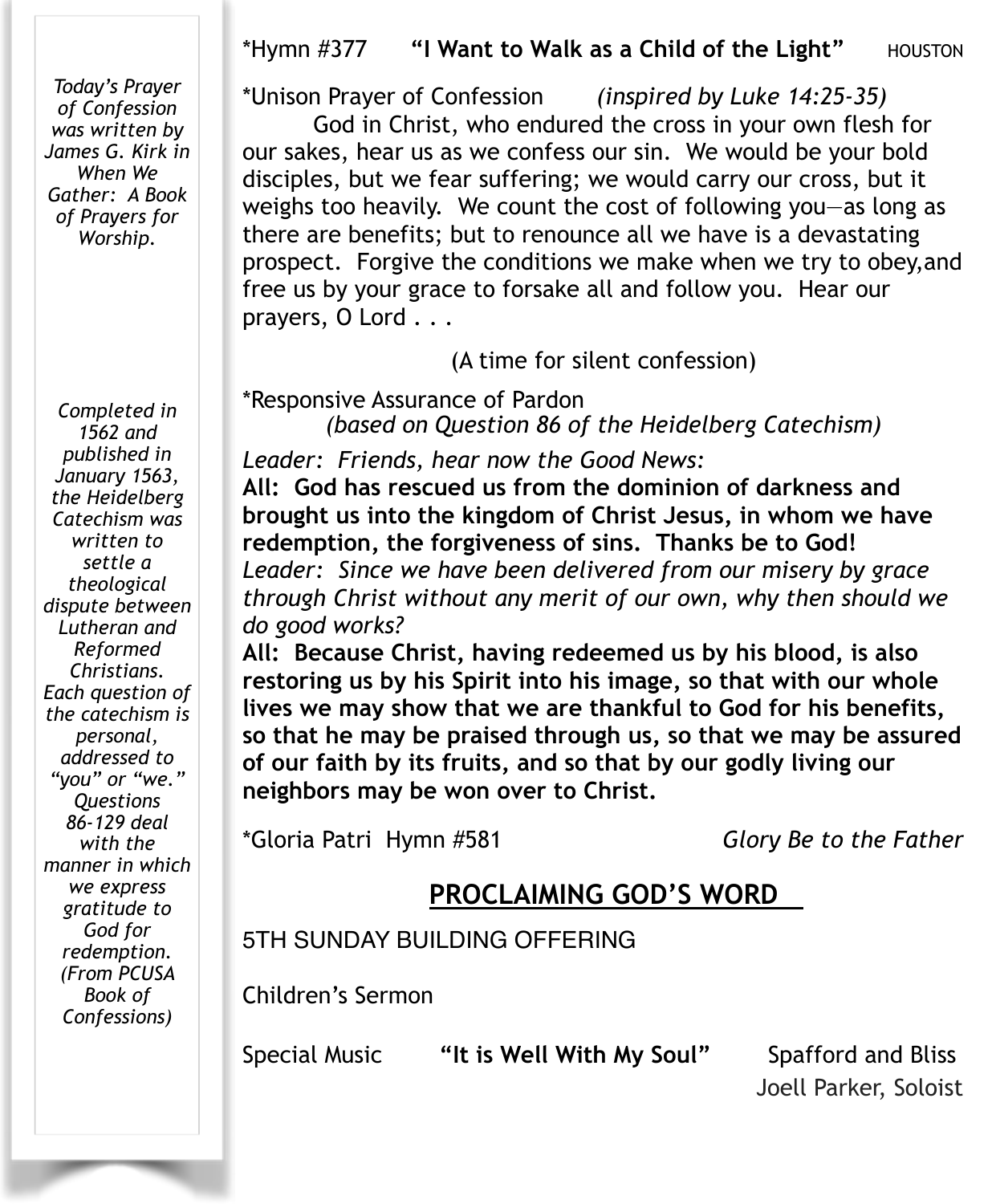*Today's Prayer of Confession was written by James G. Kirk in When We Gather: A Book of Prayers for Worship.*

*Completed in 1562 and published in January 1563, the Heidelberg Catechism was written to settle a theological dispute between Lutheran and Reformed Christians. Each question of the catechism is personal, addressed to "you" or "we." Questions 86-129 deal with the manner in which we express gratitude to God for redemption. (From PCUSA Book of Confessions)*

*Hymn #377 **"I Want to Walk as a Child of the Light"** HOUSTON

*Unison Prayer of Confession *(inspired by Luke 14:25-35)*

God in Christ, who endured the cross in your own flesh for our sakes, hear us as we confess our sin. We would be your bold disciples, but we fear suffering; we would carry our cross, but it weighs too heavily. We count the cost of following you—as long as there are benefits; but to renounce all we have is a devastating prospect. Forgive the conditions we make when we try to obey,and free us by your grace to forsake all and follow you. Hear our prayers, O Lord . . .

(A time for silent confession)

*Responsive Assurance of Pardon
*(based on Question 86 of the Heidelberg Catechism)*

*Leader: Friends, hear now the Good News:*
**All: God has rescued us from the dominion of darkness and brought us into the kingdom of Christ Jesus, in whom we have redemption, the forgiveness of sins. Thanks be to God!**
*Leader: Since we have been delivered from our misery by grace through Christ without any merit of our own, why then should we do good works?*
**All: Because Christ, having redeemed us by his blood, is also restoring us by his Spirit into his image, so that with our whole lives we may show that we are thankful to God for his benefits, so that he may be praised through us, so that we may be assured of our faith by its fruits, and so that by our godly living our neighbors may be won over to Christ.**

*Gloria Patri Hymn #581 *Glory Be to the Father*

## PROCLAIMING GOD'S WORD

5TH SUNDAY BUILDING OFFERING

Children's Sermon

Special Music **"It is Well With My Soul"** Spafford and Bliss
Joell Parker, Soloist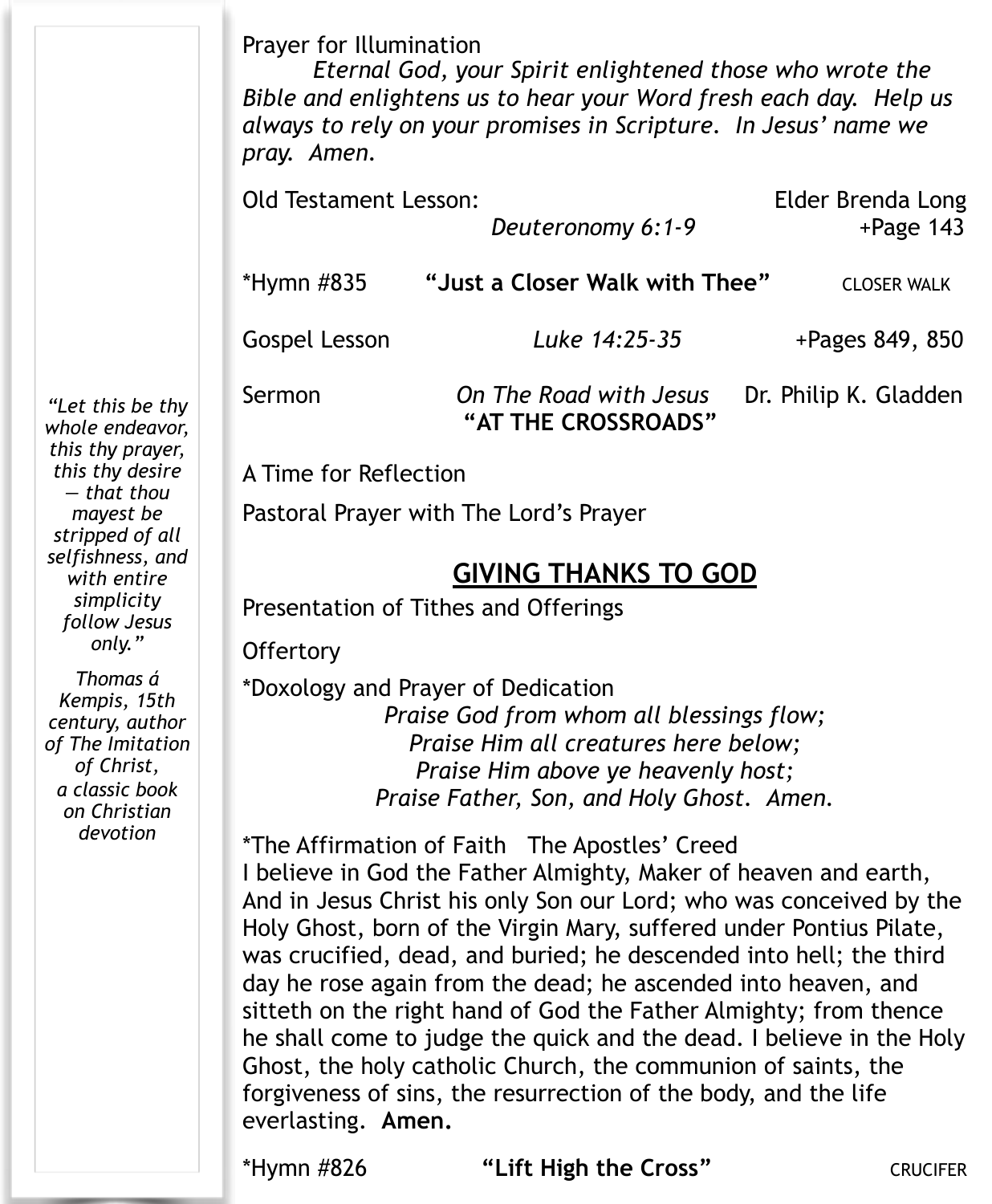Prayer for Illumination

*Eternal God, your Spirit enlightened those who wrote the Bible and enlightens us to hear your Word fresh each day. Help us always to rely on your promises in Scripture. In Jesus' name we pray. Amen.*

Old Testament Lesson: *Deuteronomy 6:1-9* — Elder Brenda Long — +Page 143

*Hymn #835 **"Just a Closer Walk with Thee"** CLOSER WALK

Gospel Lesson *Luke 14:25-35* +Pages 849, 850

Sermon *On The Road with Jesus* **"AT THE CROSSROADS"** Dr. Philip K. Gladden

A Time for Reflection

Pastoral Prayer with The Lord's Prayer

## GIVING THANKS TO GOD

Presentation of Tithes and Offerings

Offertory

*Doxology and Prayer of Dedication

*Praise God from whom all blessings flow;*
*Praise Him all creatures here below;*
*Praise Him above ye heavenly host;*
*Praise Father, Son, and Holy Ghost. Amen.*

*The Affirmation of Faith The Apostles' Creed

I believe in God the Father Almighty, Maker of heaven and earth, And in Jesus Christ his only Son our Lord; who was conceived by the Holy Ghost, born of the Virgin Mary, suffered under Pontius Pilate, was crucified, dead, and buried; he descended into hell; the third day he rose again from the dead; he ascended into heaven, and sitteth on the right hand of God the Father Almighty; from thence he shall come to judge the quick and the dead. I believe in the Holy Ghost, the holy catholic Church, the communion of saints, the forgiveness of sins, the resurrection of the body, and the life everlasting. **Amen.**

*Hymn #826 **"Lift High the Cross"** CRUCIFER

*"Let this be thy whole endeavor, this thy prayer, this thy desire — that thou mayest be stripped of all selfishness, and with entire simplicity follow Jesus only."*

*Thomas á Kempis, 15th century, author of The Imitation of Christ, a classic book on Christian devotion*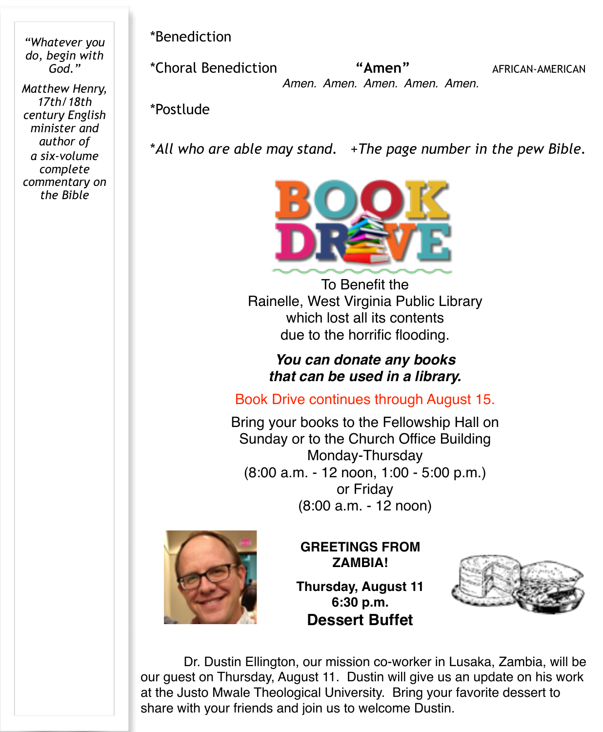*"Whatever you do, begin with God."*

*Matthew Henry, 17th/18th century English minister and author of a six-volume complete commentary on the Bible*

*Benediction

*Choral Benediction **"Amen"** AFRICAN-AMERICAN

*Amen. Amen. Amen. Amen. Amen.*

*Postlude

*\*All who are able may stand. +The page number in the pew Bible.*

# BOOK DRIVE

To Benefit the
Rainelle, West Virginia Public Library
which lost all its contents
due to the horrific flooding.

***You can donate any books that can be used in a library.***

Book Drive continues through August 15.

Bring your books to the Fellowship Hall on Sunday or to the Church Office Building
Monday-Thursday
(8:00 a.m. - 12 noon, 1:00 - 5:00 p.m.)
or Friday
(8:00 a.m. - 12 noon)

**GREETINGS FROM ZAMBIA!**

**Thursday, August 11**
**6:30 p.m.**
**Dessert Buffet**

Dr. Dustin Ellington, our mission co-worker in Lusaka, Zambia, will be our guest on Thursday, August 11. Dustin will give us an update on his work at the Justo Mwale Theological University. Bring your favorite dessert to share with your friends and join us to welcome Dustin.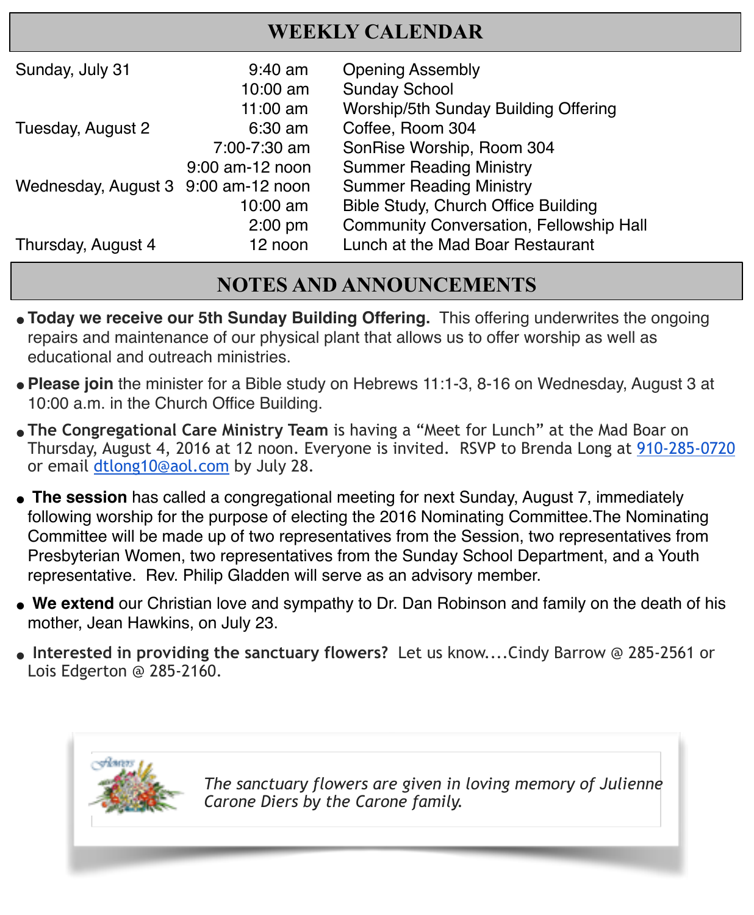## WEEKLY CALENDAR

| | | |
|---|---|---|
| Sunday, July 31 | 9:40 am | Opening Assembly |
| | 10:00 am | Sunday School |
| | 11:00 am | Worship/5th Sunday Building Offering |
| Tuesday, August 2 | 6:30 am | Coffee, Room 304 |
| | 7:00-7:30 am | SonRise Worship, Room 304 |
| | 9:00 am-12 noon | Summer Reading Ministry |
| Wednesday, August 3 | 9:00 am-12 noon | Summer Reading Ministry |
| | 10:00 am | Bible Study, Church Office Building |
| | 2:00 pm | Community Conversation, Fellowship Hall |
| Thursday, August 4 | 12 noon | Lunch at the Mad Boar Restaurant |

## NOTES AND ANNOUNCEMENTS

- **Today we receive our 5th Sunday Building Offering.** This offering underwrites the ongoing repairs and maintenance of our physical plant that allows us to offer worship as well as educational and outreach ministries.
- **Please join** the minister for a Bible study on Hebrews 11:1-3, 8-16 on Wednesday, August 3 at 10:00 a.m. in the Church Office Building.
- **The Congregational Care Ministry Team** is having a "Meet for Lunch" at the Mad Boar on Thursday, August 4, 2016 at 12 noon. Everyone is invited. RSVP to Brenda Long at 910-285-0720 or email dtlong10@aol.com by July 28.
- **The session** has called a congregational meeting for next Sunday, August 7, immediately following worship for the purpose of electing the 2016 Nominating Committee.The Nominating Committee will be made up of two representatives from the Session, two representatives from Presbyterian Women, two representatives from the Sunday School Department, and a Youth representative. Rev. Philip Gladden will serve as an advisory member.
- **We extend** our Christian love and sympathy to Dr. Dan Robinson and family on the death of his mother, Jean Hawkins, on July 23.
- **Interested in providing the sanctuary flowers?** Let us know....Cindy Barrow @ 285-2561 or Lois Edgerton @ 285-2160.

*The sanctuary flowers are given in loving memory of Julienne Carone Diers by the Carone family.*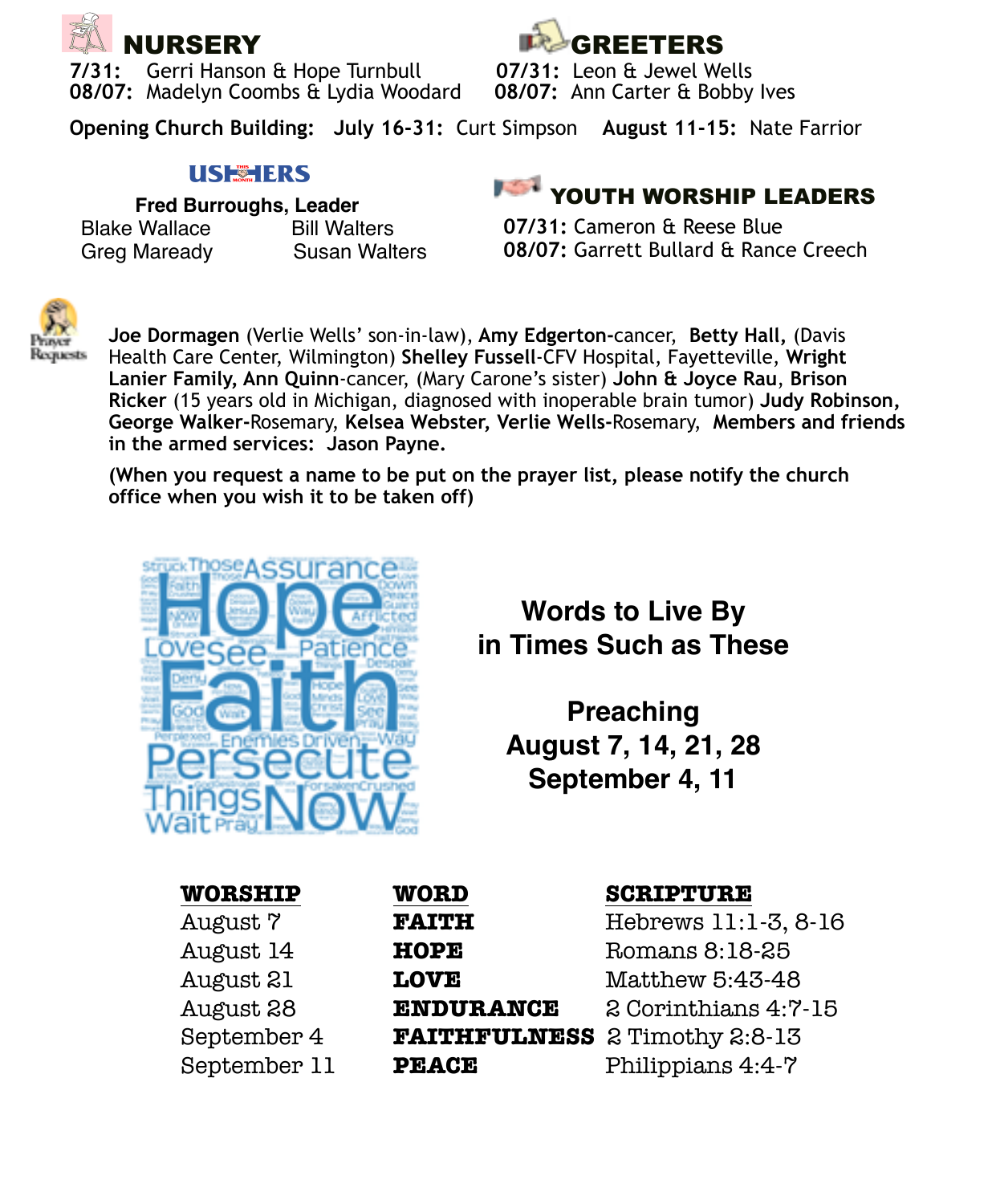## NURSERY

**7/31:** Gerri Hanson & Hope Turnbull
**08/07:** Madelyn Coombs & Lydia Woodard

## GREETERS

**07/31:** Leon & Jewel Wells
**08/07:** Ann Carter & Bobby Ives

**Opening Church Building:** **July 16-31:** Curt Simpson **August 11-15:** Nate Farrior

## USHERS

**Fred Burroughs, Leader**

Blake Wallace
Greg Maready
Bill Walters
Susan Walters

## YOUTH WORSHIP LEADERS

**07/31:** Cameron & Reese Blue
**08/07:** Garrett Bullard & Rance Creech

Prayer Requests

**Joe Dormagen** (Verlie Wells' son-in-law), **Amy Edgerton**-cancer, **Betty Hall**, (Davis Health Care Center, Wilmington) **Shelley Fussell**-CFV Hospital, Fayetteville, **Wright Lanier Family, Ann Quinn**-cancer, (Mary Carone's sister) **John & Joyce Rau**, **Brison Ricker** (15 years old in Michigan, diagnosed with inoperable brain tumor) **Judy Robinson, George Walker**-Rosemary, **Kelsea Webster, Verlie Wells**-Rosemary, **Members and friends in the armed services: Jason Payne.**

**(When you request a name to be put on the prayer list, please notify the church office when you wish it to be taken off)**

## Words to Live By in Times Such as These

**Preaching**
**August 7, 14, 21, 28**
**September 4, 11**

| WORSHIP | WORD | SCRIPTURE |
|---|---|---|
| August 7 | **FAITH** | Hebrews 11:1-3, 8-16 |
| August 14 | **HOPE** | Romans 8:18-25 |
| August 21 | **LOVE** | Matthew 5:43-48 |
| August 28 | **ENDURANCE** | 2 Corinthians 4:7-15 |
| September 4 | **FAITHFULNESS** | 2 Timothy 2:8-13 |
| September 11 | **PEACE** | Philippians 4:4-7 |